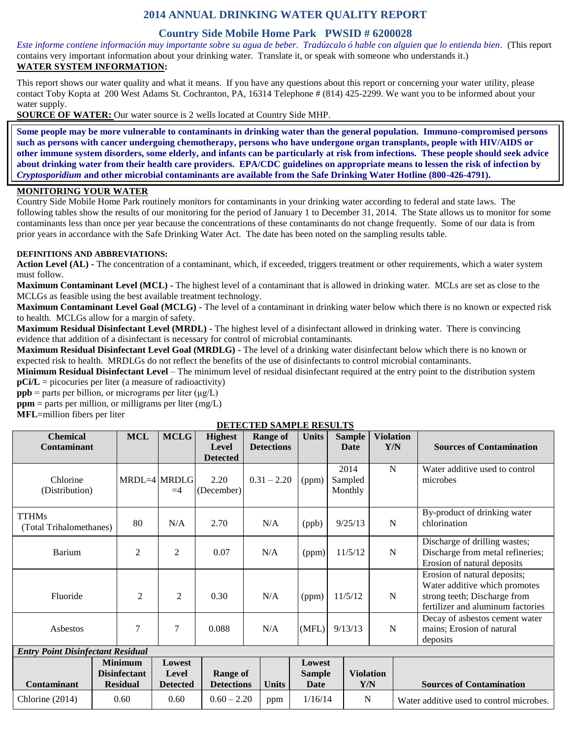# 2014 ANNUAL DRINKING WATER QUALITY REPORT

## Country Side Mobile Home Park PWSID # 6200028

*Este informe contiene información muy importante sobre su agua de beber. Tradúzcalo ó hable con alguien que lo entienda bien.* (This report contains very important information about your drinking water. Translate it, or speak with someone who understands it.)

**WATER SYSTEM INFORMATION:**

This report shows our water quality and what it means. If you have any questions about this report or concerning your water utility, please contact Toby Kopta at 200 West Adams St. Cochranton, PA, 16314 Telephone # (814) 425-2299. We want you to be informed about your water supply.

**SOURCE OF WATER:** Our water source is 2 wells located at Country Side MHP.

**Some people may be more vulnerable to contaminants in drinking water than the general population. Immuno-compromised persons such as persons with cancer undergoing chemotherapy, persons who have undergone organ transplants, people with HIV/AIDS or other immune system disorders, some elderly, and infants can be particularly at risk from infections. These people should seek advice about drinking water from their health care providers. EPA/CDC guidelines on appropriate means to lessen the risk of infection by *Cryptosporidium* and other microbial contaminants are available from the Safe Drinking Water Hotline (800-426-4791).**

**MONITORING YOUR WATER**

Country Side Mobile Home Park routinely monitors for contaminants in your drinking water according to federal and state laws. The following tables show the results of our monitoring for the period of January 1 to December 31, 2014. The State allows us to monitor for some contaminants less than once per year because the concentrations of these contaminants do not change frequently. Some of our data is from prior years in accordance with the Safe Drinking Water Act. The date has been noted on the sampling results table.

**DEFINITIONS AND ABBREVIATIONS:**

**Action Level (AL) -** The concentration of a contaminant, which, if exceeded, triggers treatment or other requirements, which a water system must follow.

**Maximum Contaminant Level (MCL) -** The highest level of a contaminant that is allowed in drinking water. MCLs are set as close to the MCLGs as feasible using the best available treatment technology.

**Maximum Contaminant Level Goal (MCLG) -** The level of a contaminant in drinking water below which there is no known or expected risk to health. MCLGs allow for a margin of safety.

**Maximum Residual Disinfectant Level (MRDL) -** The highest level of a disinfectant allowed in drinking water. There is convincing evidence that addition of a disinfectant is necessary for control of microbial contaminants.

**Maximum Residual Disinfectant Level Goal (MRDLG) -** The level of a drinking water disinfectant below which there is no known or expected risk to health. MRDLGs do not reflect the benefits of the use of disinfectants to control microbial contaminants.

**Minimum Residual Disinfectant Level** – The minimum level of residual disinfectant required at the entry point to the distribution system

**pCi/L** = picocuries per liter (a measure of radioactivity)

**ppb** = parts per billion, or micrograms per liter (μg/L)

**ppm** = parts per million, or milligrams per liter (mg/L)

**MFL**=million fibers per liter

**DETECTED SAMPLE RESULTS**

| Chemical Contaminant | MCL | MCLG | Highest Level Detected | Range of Detections | Units | Sample Date | Violation Y/N | Sources of Contamination |
|---|---|---|---|---|---|---|---|---|
| Chlorine (Distribution) | MRDL=4 | MRDLG =4 | 2.20 (December) | 0.31 – 2.20 | (ppm) | 2014 Sampled Monthly | N | Water additive used to control microbes |
| TTHMs (Total Trihalomethanes) | 80 | N/A | 2.70 | N/A | (ppb) | 9/25/13 | N | By-product of drinking water chlorination |
| Barium | 2 | 2 | 0.07 | N/A | (ppm) | 11/5/12 | N | Discharge of drilling wastes; Discharge from metal refineries; Erosion of natural deposits |
| Fluoride | 2 | 2 | 0.30 | N/A | (ppm) | 11/5/12 | N | Erosion of natural deposits; Water additive which promotes strong teeth; Discharge from fertilizer and aluminum factories |
| Asbestos | 7 | 7 | 0.088 | N/A | (MFL) | 9/13/13 | N | Decay of asbestos cement water mains; Erosion of natural deposits |

***Entry Point Disinfectant Residual***

| Contaminant | Minimum Disinfectant Residual | Lowest Level Detected | Range of Detections | Units | Lowest Sample Date | Violation Y/N | Sources of Contamination |
|---|---|---|---|---|---|---|---|
| Chlorine (2014) | 0.60 | 0.60 | 0.60 – 2.20 | ppm | 1/16/14 | N | Water additive used to control microbes. |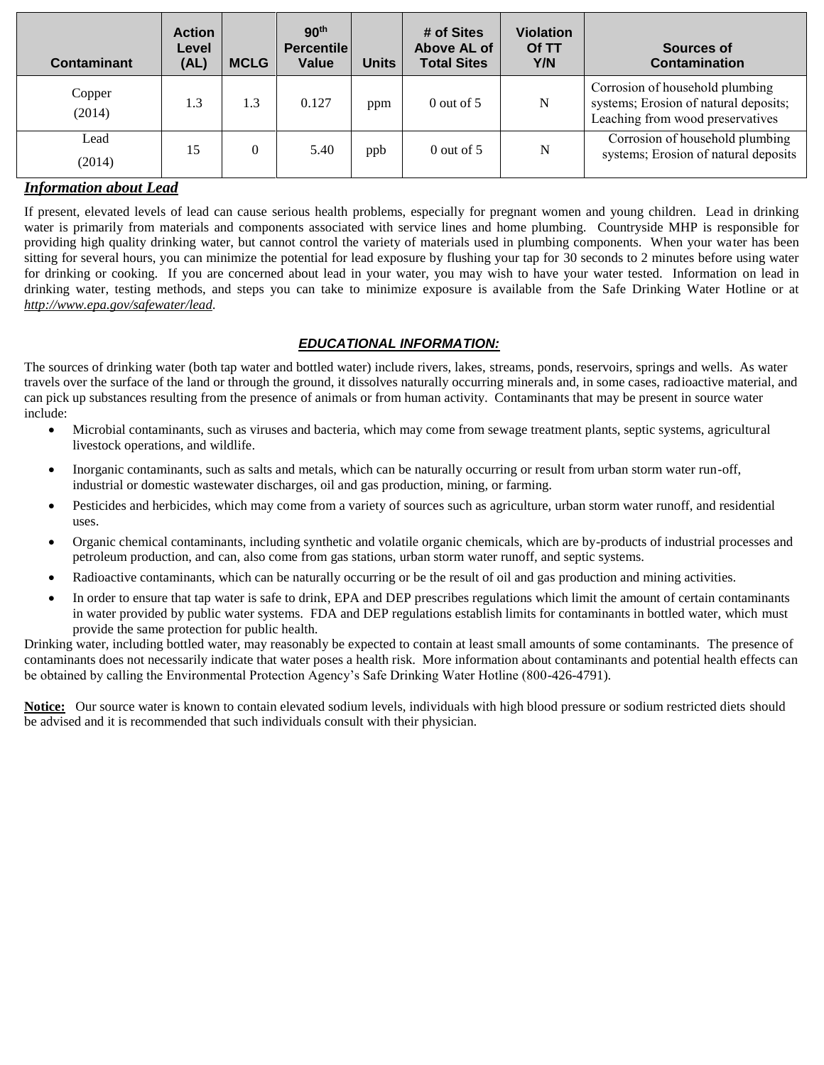| Contaminant | Action Level (AL) | MCLG | 90[th] Percentile Value | Units | # of Sites Above AL of Total Sites | Violation Of TT Y/N | Sources of Contamination |
|---|---|---|---|---|---|---|---|
| Copper (2014) | 1.3 | 1.3 | 0.127 | ppm | 0 out of 5 | N | Corrosion of household plumbing systems; Erosion of natural deposits; Leaching from wood preservatives |
| Lead (2014) | 15 | 0 | 5.40 | ppb | 0 out of 5 | N | Corrosion of household plumbing systems; Erosion of natural deposits |

***Information about Lead***

If present, elevated levels of lead can cause serious health problems, especially for pregnant women and young children. Lead in drinking water is primarily from materials and components associated with service lines and home plumbing. Countryside MHP is responsible for providing high quality drinking water, but cannot control the variety of materials used in plumbing components. When your water has been sitting for several hours, you can minimize the potential for lead exposure by flushing your tap for 30 seconds to 2 minutes before using water for drinking or cooking. If you are concerned about lead in your water, you may wish to have your water tested. Information on lead in drinking water, testing methods, and steps you can take to minimize exposure is available from the Safe Drinking Water Hotline or at *http://www.epa.gov/safewater/lead*.

## ***EDUCATIONAL INFORMATION:***

The sources of drinking water (both tap water and bottled water) include rivers, lakes, streams, ponds, reservoirs, springs and wells. As water travels over the surface of the land or through the ground, it dissolves naturally occurring minerals and, in some cases, radioactive material, and can pick up substances resulting from the presence of animals or from human activity. Contaminants that may be present in source water include:

- Microbial contaminants, such as viruses and bacteria, which may come from sewage treatment plants, septic systems, agricultural livestock operations, and wildlife.
- Inorganic contaminants, such as salts and metals, which can be naturally occurring or result from urban storm water run-off, industrial or domestic wastewater discharges, oil and gas production, mining, or farming.
- Pesticides and herbicides, which may come from a variety of sources such as agriculture, urban storm water runoff, and residential uses.
- Organic chemical contaminants, including synthetic and volatile organic chemicals, which are by-products of industrial processes and petroleum production, and can, also come from gas stations, urban storm water runoff, and septic systems.
- Radioactive contaminants, which can be naturally occurring or be the result of oil and gas production and mining activities.
- In order to ensure that tap water is safe to drink, EPA and DEP prescribes regulations which limit the amount of certain contaminants in water provided by public water systems. FDA and DEP regulations establish limits for contaminants in bottled water, which must provide the same protection for public health.

Drinking water, including bottled water, may reasonably be expected to contain at least small amounts of some contaminants. The presence of contaminants does not necessarily indicate that water poses a health risk. More information about contaminants and potential health effects can be obtained by calling the Environmental Protection Agency's Safe Drinking Water Hotline (800-426-4791).

**Notice:** Our source water is known to contain elevated sodium levels, individuals with high blood pressure or sodium restricted diets should be advised and it is recommended that such individuals consult with their physician.